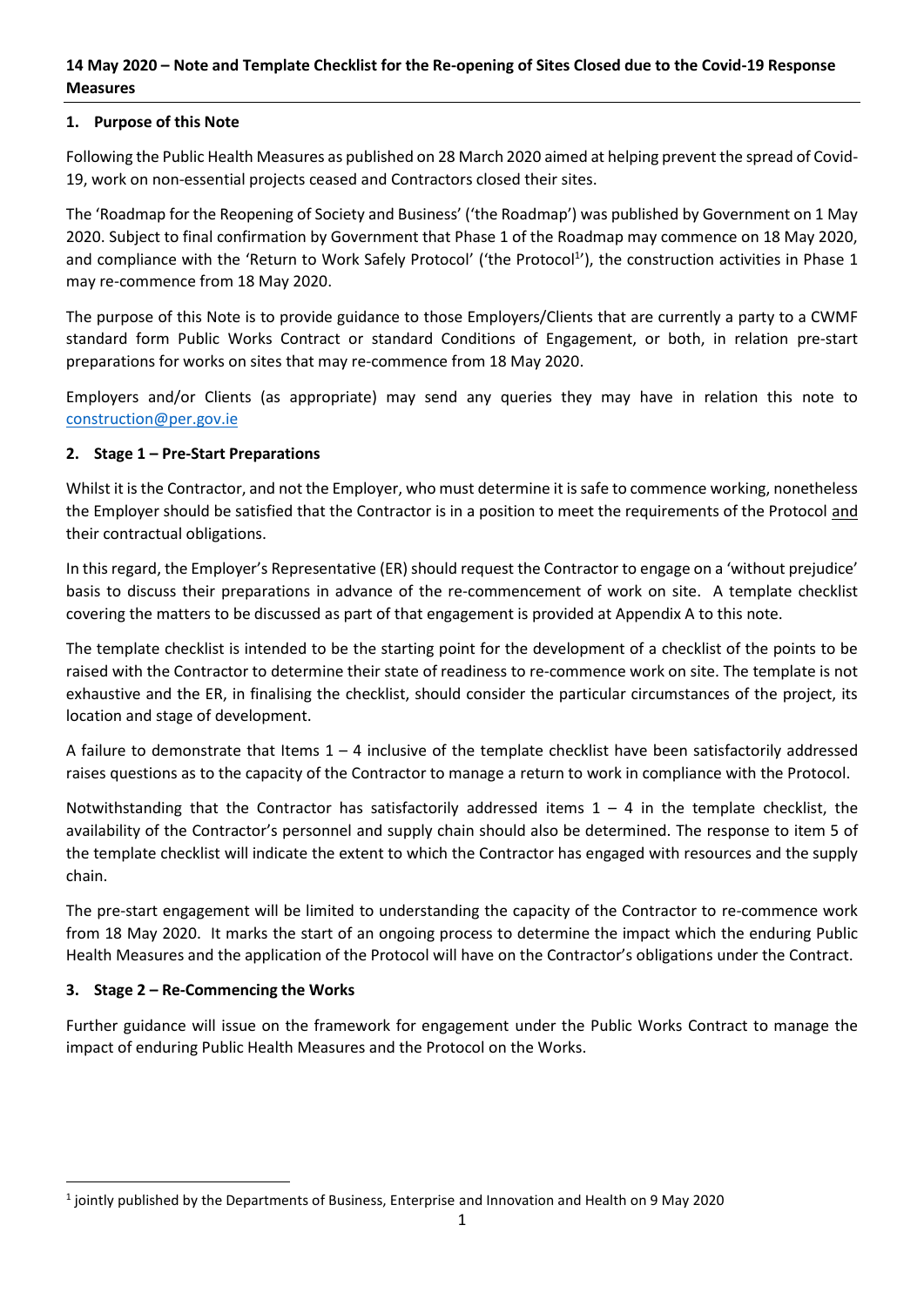# 14 May 2020 – Note and Template Checklist for the Re-opening of Sites Closed due to the Covid-19 Response Measures

## 1. Purpose of this Note

Following the Public Health Measures as published on 28 March 2020 aimed at helping prevent the spread of Covid-19, work on non-essential projects ceased and Contractors closed their sites.

The 'Roadmap for the Reopening of Society and Business' ('the Roadmap') was published by Government on 1 May 2020. Subject to final confirmation by Government that Phase 1 of the Roadmap may commence on 18 May 2020, and compliance with the 'Return to Work Safely Protocol' ('the Protocol[1]'), the construction activities in Phase 1 may re-commence from 18 May 2020.

The purpose of this Note is to provide guidance to those Employers/Clients that are currently a party to a CWMF standard form Public Works Contract or standard Conditions of Engagement, or both, in relation pre-start preparations for works on sites that may re-commence from 18 May 2020.

Employers and/or Clients (as appropriate) may send any queries they may have in relation this note to construction@per.gov.ie

## 2. Stage 1 – Pre-Start Preparations

Whilst it is the Contractor, and not the Employer, who must determine it is safe to commence working, nonetheless the Employer should be satisfied that the Contractor is in a position to meet the requirements of the Protocol and their contractual obligations.

In this regard, the Employer's Representative (ER) should request the Contractor to engage on a 'without prejudice' basis to discuss their preparations in advance of the re-commencement of work on site. A template checklist covering the matters to be discussed as part of that engagement is provided at Appendix A to this note.

The template checklist is intended to be the starting point for the development of a checklist of the points to be raised with the Contractor to determine their state of readiness to re-commence work on site. The template is not exhaustive and the ER, in finalising the checklist, should consider the particular circumstances of the project, its location and stage of development.

A failure to demonstrate that Items 1 – 4 inclusive of the template checklist have been satisfactorily addressed raises questions as to the capacity of the Contractor to manage a return to work in compliance with the Protocol.

Notwithstanding that the Contractor has satisfactorily addressed items 1 – 4 in the template checklist, the availability of the Contractor's personnel and supply chain should also be determined. The response to item 5 of the template checklist will indicate the extent to which the Contractor has engaged with resources and the supply chain.

The pre-start engagement will be limited to understanding the capacity of the Contractor to re-commence work from 18 May 2020. It marks the start of an ongoing process to determine the impact which the enduring Public Health Measures and the application of the Protocol will have on the Contractor's obligations under the Contract.

## 3. Stage 2 – Re-Commencing the Works

Further guidance will issue on the framework for engagement under the Public Works Contract to manage the impact of enduring Public Health Measures and the Protocol on the Works.

---

[1] jointly published by the Departments of Business, Enterprise and Innovation and Health on 9 May 2020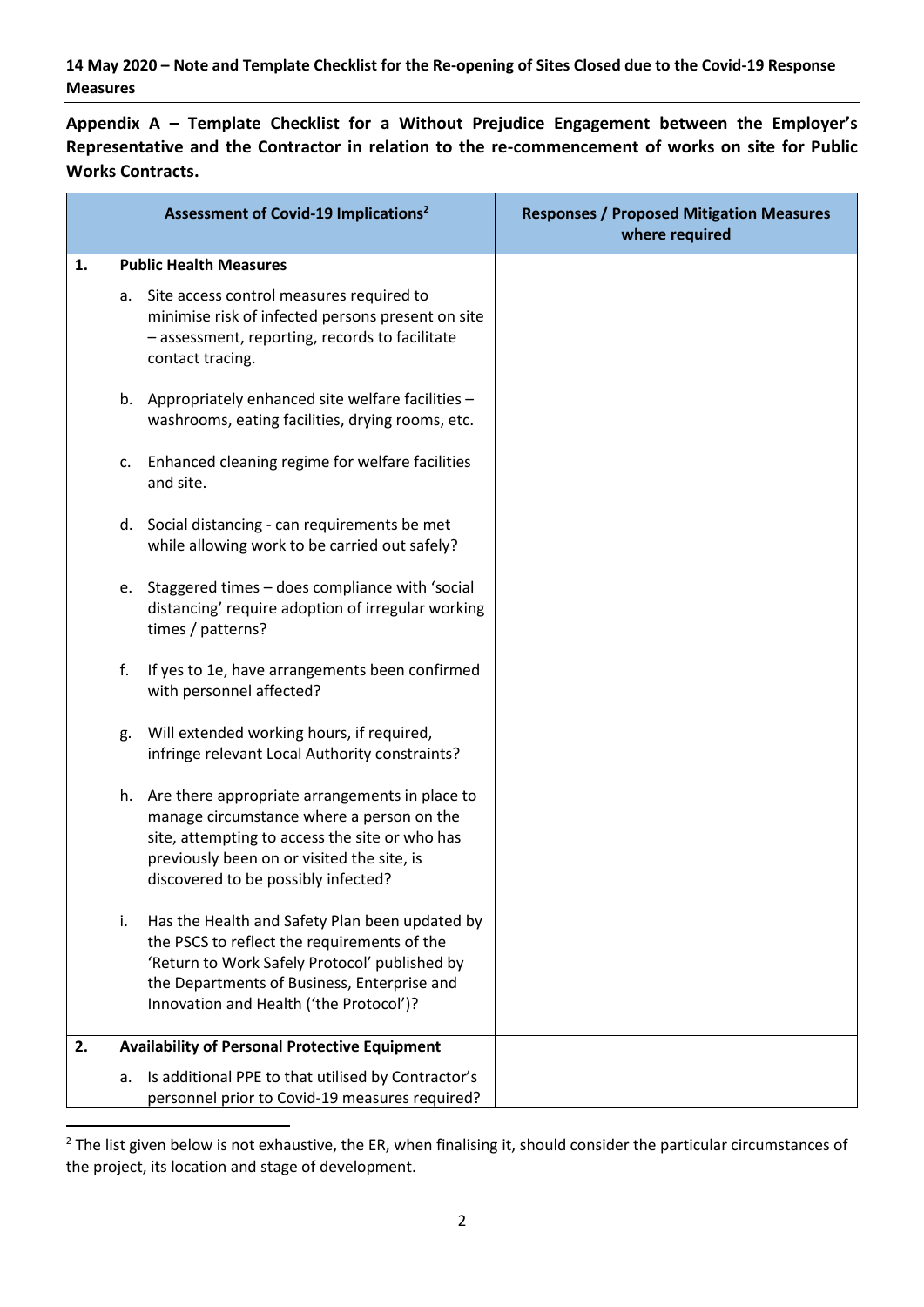**14 May 2020 – Note and Template Checklist for the Re-opening of Sites Closed due to the Covid-19 Response Measures**

**Appendix A – Template Checklist for a Without Prejudice Engagement between the Employer's Representative and the Contractor in relation to the re-commencement of works on site for Public Works Contracts.**

| | Assessment of Covid-19 Implications[2] | Responses / Proposed Mitigation Measures where required |
|---|---|---|
| **1.** | **Public Health Measures** | |
| | a. Site access control measures required to minimise risk of infected persons present on site – assessment, reporting, records to facilitate contact tracing. | |
| | b. Appropriately enhanced site welfare facilities – washrooms, eating facilities, drying rooms, etc. | |
| | c. Enhanced cleaning regime for welfare facilities and site. | |
| | d. Social distancing - can requirements be met while allowing work to be carried out safely? | |
| | e. Staggered times – does compliance with 'social distancing' require adoption of irregular working times / patterns? | |
| | f. If yes to 1e, have arrangements been confirmed with personnel affected? | |
| | g. Will extended working hours, if required, infringe relevant Local Authority constraints? | |
| | h. Are there appropriate arrangements in place to manage circumstance where a person on the site, attempting to access the site or who has previously been on or visited the site, is discovered to be possibly infected? | |
| | i. Has the Health and Safety Plan been updated by the PSCS to reflect the requirements of the 'Return to Work Safely Protocol' published by the Departments of Business, Enterprise and Innovation and Health ('the Protocol')? | |
| **2.** | **Availability of Personal Protective Equipment** | |
| | a. Is additional PPE to that utilised by Contractor's personnel prior to Covid-19 measures required? | |

[2] The list given below is not exhaustive, the ER, when finalising it, should consider the particular circumstances of the project, its location and stage of development.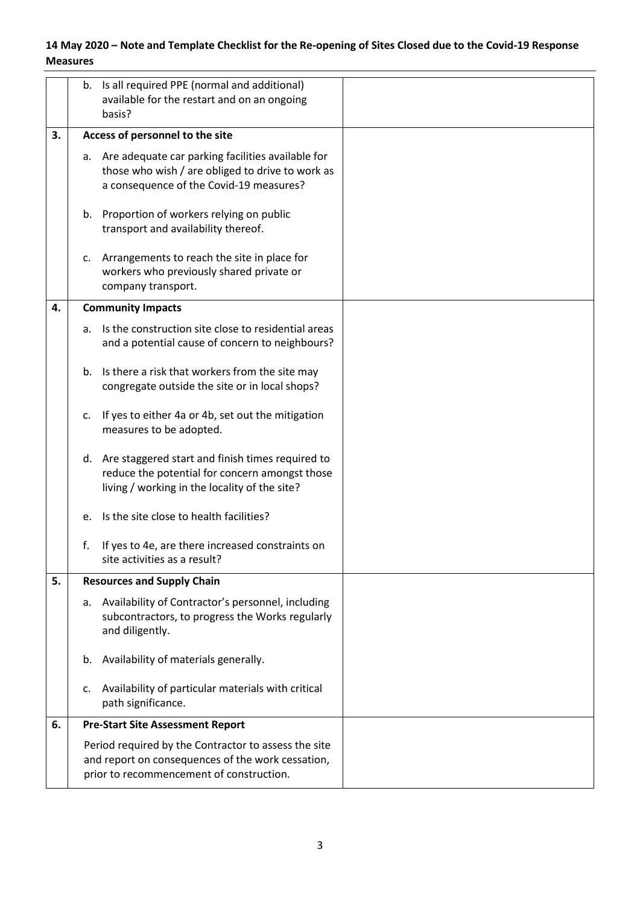| | | |
|---|---|---|
| | b. Is all required PPE (normal and additional) available for the restart and on an ongoing basis? | |
| **3.** | **Access of personnel to the site** | |
| | a. Are adequate car parking facilities available for those who wish / are obliged to drive to work as a consequence of the Covid-19 measures? | |
| | b. Proportion of workers relying on public transport and availability thereof. | |
| | c. Arrangements to reach the site in place for workers who previously shared private or company transport. | |
| **4.** | **Community Impacts** | |
| | a. Is the construction site close to residential areas and a potential cause of concern to neighbours? | |
| | b. Is there a risk that workers from the site may congregate outside the site or in local shops? | |
| | c. If yes to either 4a or 4b, set out the mitigation measures to be adopted. | |
| | d. Are staggered start and finish times required to reduce the potential for concern amongst those living / working in the locality of the site? | |
| | e. Is the site close to health facilities? | |
| | f. If yes to 4e, are there increased constraints on site activities as a result? | |
| **5.** | **Resources and Supply Chain** | |
| | a. Availability of Contractor's personnel, including subcontractors, to progress the Works regularly and diligently. | |
| | b. Availability of materials generally. | |
| | c. Availability of particular materials with critical path significance. | |
| **6.** | **Pre-Start Site Assessment Report**<br>Period required by the Contractor to assess the site and report on consequences of the work cessation, prior to recommencement of construction. | |